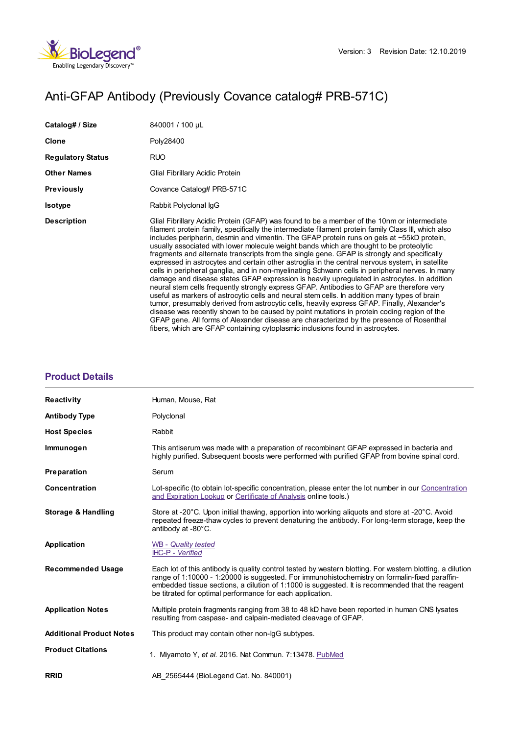Version: 3 Revision Date: 12.10.2019

# Anti-GFAP Antibody (Previously Covance catalog# PRB-571C)

| | |
|---|---|
| **Catalog# / Size** | 840001 / 100 µL |
| **Clone** | Poly28400 |
| **Regulatory Status** | RUO |
| **Other Names** | Glial Fibrillary Acidic Protein |
| **Previously** | Covance Catalog# PRB-571C |
| **Isotype** | Rabbit Polyclonal IgG |
| **Description** | Glial Fibrillary Acidic Protein (GFAP) was found to be a member of the 10nm or intermediate filament protein family, specifically the intermediate filament protein family Class III, which also includes peripherin, desmin and vimentin. The GFAP protein runs on gels at ~55kD protein, usually associated with lower molecule weight bands which are thought to be proteolytic fragments and alternate transcripts from the single gene. GFAP is strongly and specifically expressed in astrocytes and certain other astroglia in the central nervous system, in satellite cells in peripheral ganglia, and in non-myelinating Schwann cells in peripheral nerves. In many damage and disease states GFAP expression is heavily upregulated in astrocytes. In addition neural stem cells frequently strongly express GFAP. Antibodies to GFAP are therefore very useful as markers of astrocytic cells and neural stem cells. In addition many types of brain tumor, presumably derived from astrocytic cells, heavily express GFAP. Finally, Alexander's disease was recently shown to be caused by point mutations in protein coding region of the GFAP gene. All forms of Alexander disease are characterized by the presence of Rosenthal fibers, which are GFAP containing cytoplasmic inclusions found in astrocytes. |

## Product Details

| | |
|---|---|
| **Reactivity** | Human, Mouse, Rat |
| **Antibody Type** | Polyclonal |
| **Host Species** | Rabbit |
| **Immunogen** | This antiserum was made with a preparation of recombinant GFAP expressed in bacteria and highly purified. Subsequent boosts were performed with purified GFAP from bovine spinal cord. |
| **Preparation** | Serum |
| **Concentration** | Lot-specific (to obtain lot-specific concentration, please enter the lot number in our Concentration and Expiration Lookup or Certificate of Analysis online tools.) |
| **Storage & Handling** | Store at -20°C. Upon initial thawing, apportion into working aliquots and store at -20°C. Avoid repeated freeze-thaw cycles to prevent denaturing the antibody. For long-term storage, keep the antibody at -80°C. |
| **Application** | WB - *Quality tested*<br>IHC-P - *Verified* |
| **Recommended Usage** | Each lot of this antibody is quality control tested by western blotting. For western blotting, a dilution range of 1:10000 - 1:20000 is suggested. For immunohistochemistry on formalin-fixed paraffin-embedded tissue sections, a dilution of 1:1000 is suggested. It is recommended that the reagent be titrated for optimal performance for each application. |
| **Application Notes** | Multiple protein fragments ranging from 38 to 48 kD have been reported in human CNS lysates resulting from caspase- and calpain-mediated cleavage of GFAP. |
| **Additional Product Notes** | This product may contain other non-IgG subtypes. |
| **Product Citations** | 1. Miyamoto Y, *et al.* 2016. Nat Commun. 7:13478. PubMed |
| **RRID** | AB_2565444 (BioLegend Cat. No. 840001) |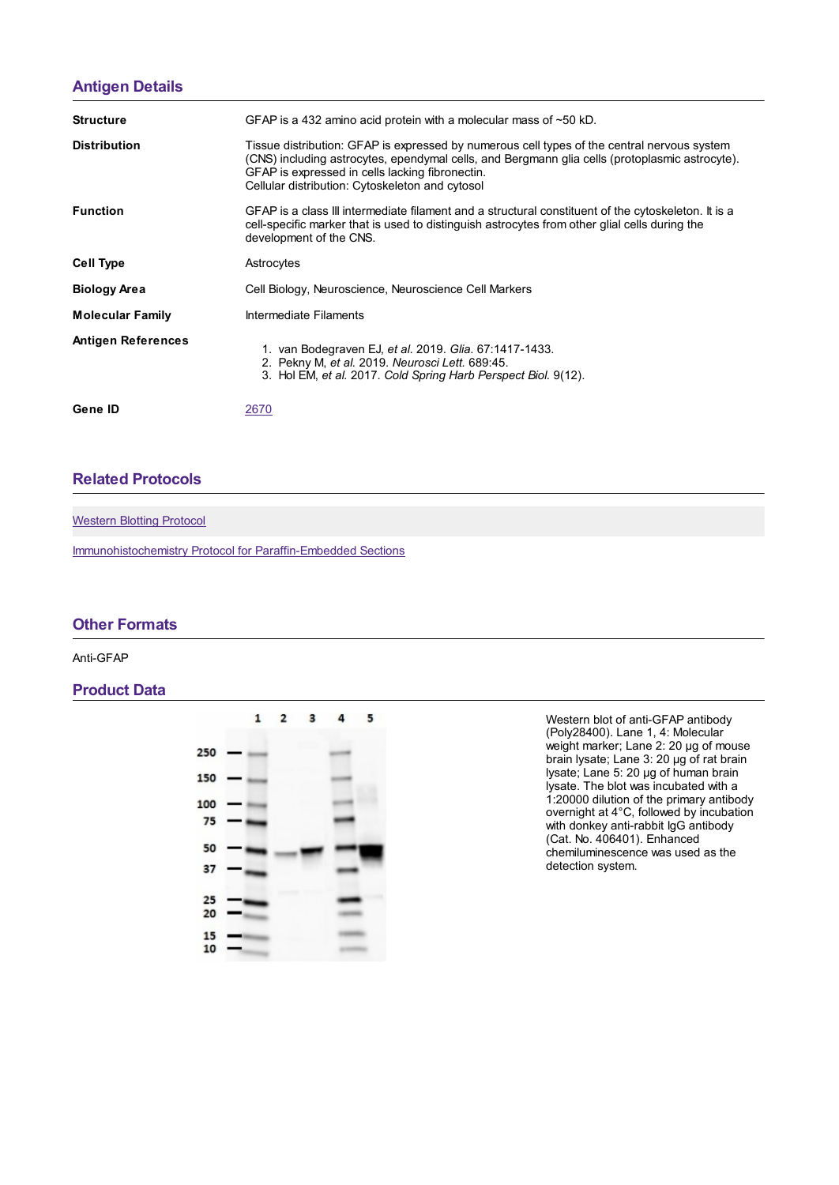## Antigen Details

| | |
|---|---|
| **Structure** | GFAP is a 432 amino acid protein with a molecular mass of ~50 kD. |
| **Distribution** | Tissue distribution: GFAP is expressed by numerous cell types of the central nervous system (CNS) including astrocytes, ependymal cells, and Bergmann glia cells (protoplasmic astrocyte). GFAP is expressed in cells lacking fibronectin. Cellular distribution: Cytoskeleton and cytosol |
| **Function** | GFAP is a class III intermediate filament and a structural constituent of the cytoskeleton. It is a cell-specific marker that is used to distinguish astrocytes from other glial cells during the development of the CNS. |
| **Cell Type** | Astrocytes |
| **Biology Area** | Cell Biology, Neuroscience, Neuroscience Cell Markers |
| **Molecular Family** | Intermediate Filaments |
| **Antigen References** | 1. van Bodegraven EJ, *et al.* 2019. *Glia.* 67:1417-1433. 2. Pekny M, *et al.* 2019. *Neurosci Lett.* 689:45. 3. Hol EM, *et al.* 2017. *Cold Spring Harb Perspect Biol.* 9(12). |
| **Gene ID** | 2670 |

## Related Protocols

Western Blotting Protocol

Immunohistochemistry Protocol for Paraffin-Embedded Sections

## Other Formats

Anti-GFAP

## Product Data

Western blot of anti-GFAP antibody (Poly28400). Lane 1, 4: Molecular weight marker; Lane 2: 20 µg of mouse brain lysate; Lane 3: 20 µg of rat brain lysate; Lane 5: 20 µg of human brain lysate. The blot was incubated with a 1:20000 dilution of the primary antibody overnight at 4°C, followed by incubation with donkey anti-rabbit IgG antibody (Cat. No. 406401). Enhanced chemiluminescence was used as the detection system.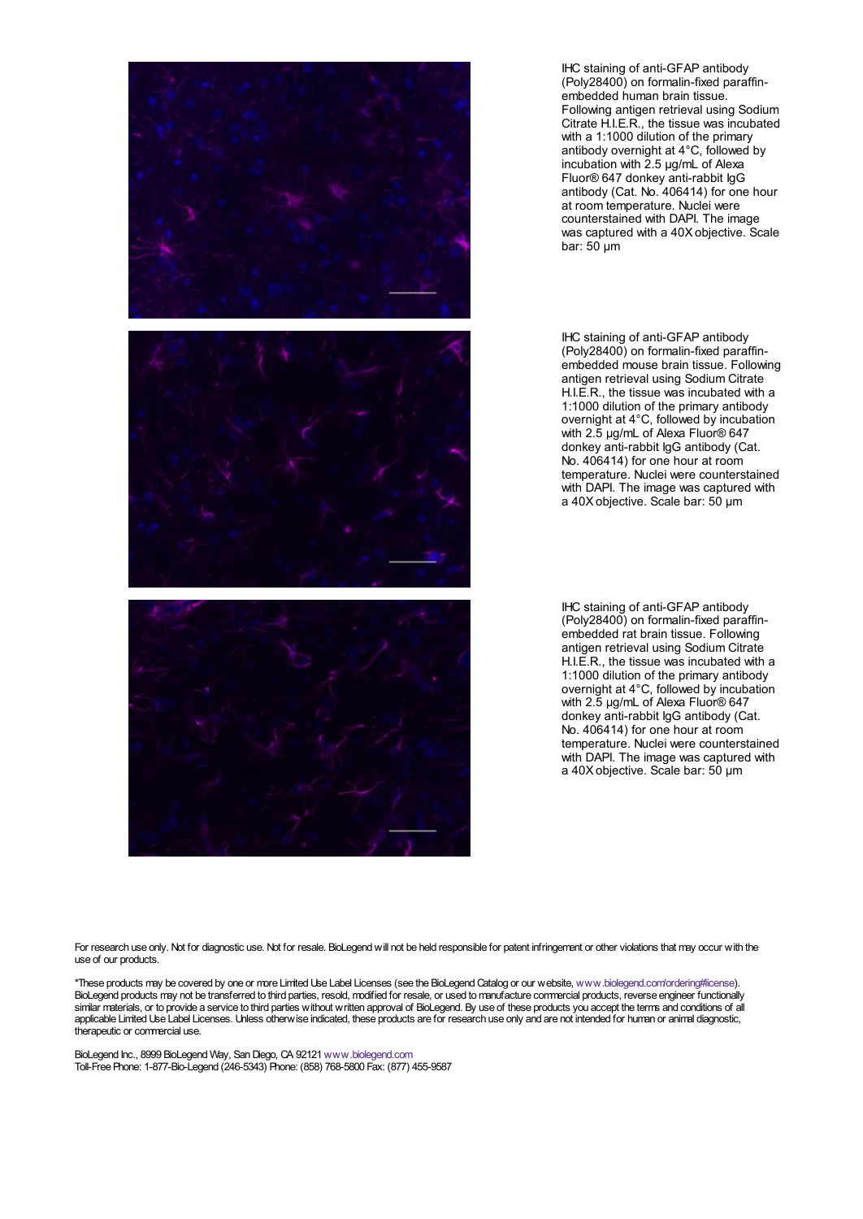IHC staining of anti-GFAP antibody (Poly28400) on formalin-fixed paraffin-embedded human brain tissue. Following antigen retrieval using Sodium Citrate H.I.E.R., the tissue was incubated with a 1:1000 dilution of the primary antibody overnight at 4°C, followed by incubation with 2.5 µg/mL of Alexa Fluor® 647 donkey anti-rabbit IgG antibody (Cat. No. 406414) for one hour at room temperature. Nuclei were counterstained with DAPI. The image was captured with a 40X objective. Scale bar: 50 µm

IHC staining of anti-GFAP antibody (Poly28400) on formalin-fixed paraffin-embedded mouse brain tissue. Following antigen retrieval using Sodium Citrate H.I.E.R., the tissue was incubated with a 1:1000 dilution of the primary antibody overnight at 4°C, followed by incubation with 2.5 µg/mL of Alexa Fluor® 647 donkey anti-rabbit IgG antibody (Cat. No. 406414) for one hour at room temperature. Nuclei were counterstained with DAPI. The image was captured with a 40X objective. Scale bar: 50 µm

IHC staining of anti-GFAP antibody (Poly28400) on formalin-fixed paraffin-embedded rat brain tissue. Following antigen retrieval using Sodium Citrate H.I.E.R., the tissue was incubated with a 1:1000 dilution of the primary antibody overnight at 4°C, followed by incubation with 2.5 µg/mL of Alexa Fluor® 647 donkey anti-rabbit IgG antibody (Cat. No. 406414) for one hour at room temperature. Nuclei were counterstained with DAPI. The image was captured with a 40X objective. Scale bar: 50 µm

For research use only. Not for diagnostic use. Not for resale. BioLegend will not be held responsible for patent infringement or other violations that may occur with the use of our products.

*These products may be covered by one or more Limited Use Label Licenses (see the BioLegend Catalog or our website, www.biolegend.com/ordering#license). BioLegend products may not be transferred to third parties, resold, modified for resale, or used to manufacture commercial products, reverse engineer functionally similar materials, or to provide a service to third parties without written approval of BioLegend. By use of these products you accept the terms and conditions of all applicable Limited Use Label Licenses. Unless otherwise indicated, these products are for research use only and are not intended for human or animal diagnostic, therapeutic or commercial use.

BioLegend Inc., 8999 BioLegend Way, San Diego, CA 92121 www.biolegend.com
Toll-Free Phone: 1-877-Bio-Legend (246-5343) Phone: (858) 768-5800 Fax: (877) 455-9587